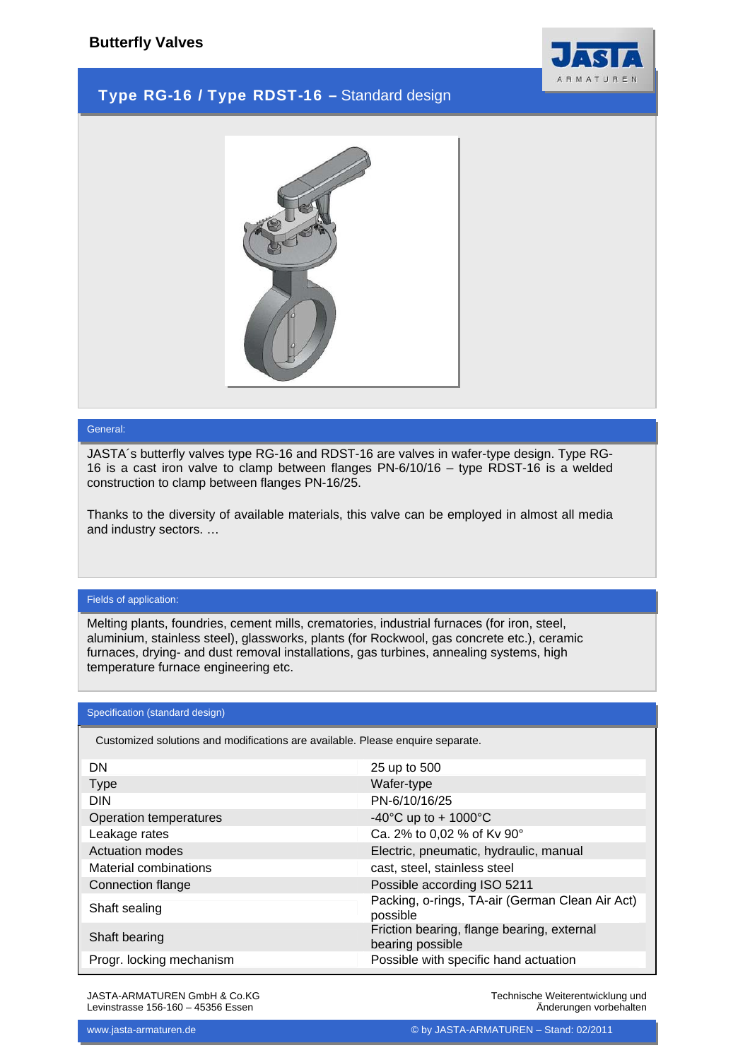# Butterfly Valves

## Type RG-16 / Type RDST-16 – Standard design

### General:

JASTA´s butterfly valves type RG-16 and RDST-16 are valves in wafer-type design. Type RG-16 is a cast iron valve to clamp between flanges PN-6/10/16 – type RDST-16 is a welded construction to clamp between flanges PN-16/25.

Thanks to the diversity of available materials, this valve can be employed in almost all media and industry sectors. …

### Fields of application:

Melting plants, foundries, cement mills, crematories, industrial furnaces (for iron, steel, aluminium, stainless steel), glassworks, plants (for Rockwool, gas concrete etc.), ceramic furnaces, drying- and dust removal installations, gas turbines, annealing systems, high temperature furnace engineering etc.

### Specification (standard design)

Customized solutions and modifications are available. Please enquire separate.

| | |
|---|---|
| DN | 25 up to 500 |
| Type | Wafer-type |
| DIN | PN-6/10/16/25 |
| Operation temperatures | -40°C up to + 1000°C |
| Leakage rates | Ca. 2% to 0,02 % of Kv 90° |
| Actuation modes | Electric, pneumatic, hydraulic, manual |
| Material combinations | cast, steel, stainless steel |
| Connection flange | Possible according ISO 5211 |
| Shaft sealing | Packing, o-rings, TA-air (German Clean Air Act) possible |
| Shaft bearing | Friction bearing, flange bearing, external bearing possible |
| Progr. locking mechanism | Possible with specific hand actuation |

JASTA-ARMATUREN GmbH & Co.KG
Levinstrasse 156-160 – 45356 Essen

Technische Weiterentwicklung und Änderungen vorbehalten

www.jasta-armaturen.de

© by JASTA-ARMATUREN – Stand: 02/2011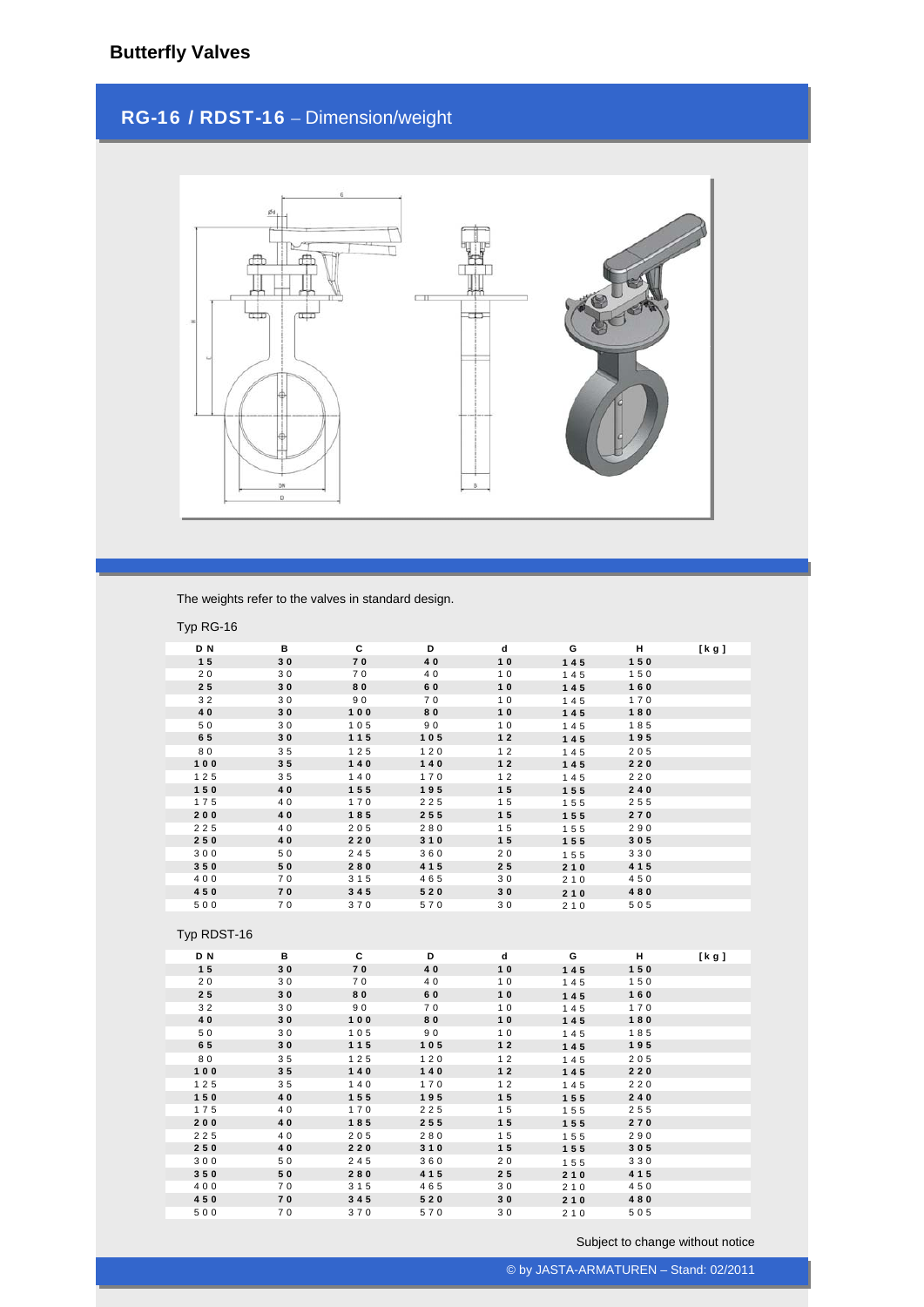## Butterfly Valves

### RG-16 / RDST-16 – Dimension/weight

The weights refer to the valves in standard design.

Typ RG-16

| DN | B | C | D | d | G | H | [kg] |
|---|---|---|---|---|---|---|---|
| 15 | 30 | 70 | 40 | 10 | 145 | 150 | |
| 20 | 30 | 70 | 40 | 10 | 145 | 150 | |
| 25 | 30 | 80 | 60 | 10 | 145 | 160 | |
| 32 | 30 | 90 | 70 | 10 | 145 | 170 | |
| 40 | 30 | 100 | 80 | 10 | 145 | 180 | |
| 50 | 30 | 105 | 90 | 10 | 145 | 185 | |
| 65 | 30 | 115 | 105 | 12 | 145 | 195 | |
| 80 | 35 | 125 | 120 | 12 | 145 | 205 | |
| 100 | 35 | 140 | 140 | 12 | 145 | 220 | |
| 125 | 35 | 140 | 170 | 12 | 145 | 220 | |
| 150 | 40 | 155 | 195 | 15 | 155 | 240 | |
| 175 | 40 | 170 | 225 | 15 | 155 | 255 | |
| 200 | 40 | 185 | 255 | 15 | 155 | 270 | |
| 225 | 40 | 205 | 280 | 15 | 155 | 290 | |
| 250 | 40 | 220 | 310 | 15 | 155 | 305 | |
| 300 | 50 | 245 | 360 | 20 | 155 | 330 | |
| 350 | 50 | 280 | 415 | 25 | 210 | 415 | |
| 400 | 70 | 315 | 465 | 30 | 210 | 450 | |
| 450 | 70 | 345 | 520 | 30 | 210 | 480 | |
| 500 | 70 | 370 | 570 | 30 | 210 | 505 | |

Typ RDST-16

| DN | B | C | D | d | G | H | [kg] |
|---|---|---|---|---|---|---|---|
| 15 | 30 | 70 | 40 | 10 | 145 | 150 | |
| 20 | 30 | 70 | 40 | 10 | 145 | 150 | |
| 25 | 30 | 80 | 60 | 10 | 145 | 160 | |
| 32 | 30 | 90 | 70 | 10 | 145 | 170 | |
| 40 | 30 | 100 | 80 | 10 | 145 | 180 | |
| 50 | 30 | 105 | 90 | 10 | 145 | 185 | |
| 65 | 30 | 115 | 105 | 12 | 145 | 195 | |
| 80 | 35 | 125 | 120 | 12 | 145 | 205 | |
| 100 | 35 | 140 | 140 | 12 | 145 | 220 | |
| 125 | 35 | 140 | 170 | 12 | 145 | 220 | |
| 150 | 40 | 155 | 195 | 15 | 155 | 240 | |
| 175 | 40 | 170 | 225 | 15 | 155 | 255 | |
| 200 | 40 | 185 | 255 | 15 | 155 | 270 | |
| 225 | 40 | 205 | 280 | 15 | 155 | 290 | |
| 250 | 40 | 220 | 310 | 15 | 155 | 305 | |
| 300 | 50 | 245 | 360 | 20 | 155 | 330 | |
| 350 | 50 | 280 | 415 | 25 | 210 | 415 | |
| 400 | 70 | 315 | 465 | 30 | 210 | 450 | |
| 450 | 70 | 345 | 520 | 30 | 210 | 480 | |
| 500 | 70 | 370 | 570 | 30 | 210 | 505 | |

Subject to change without notice

© by JASTA-ARMATUREN – Stand: 02/2011